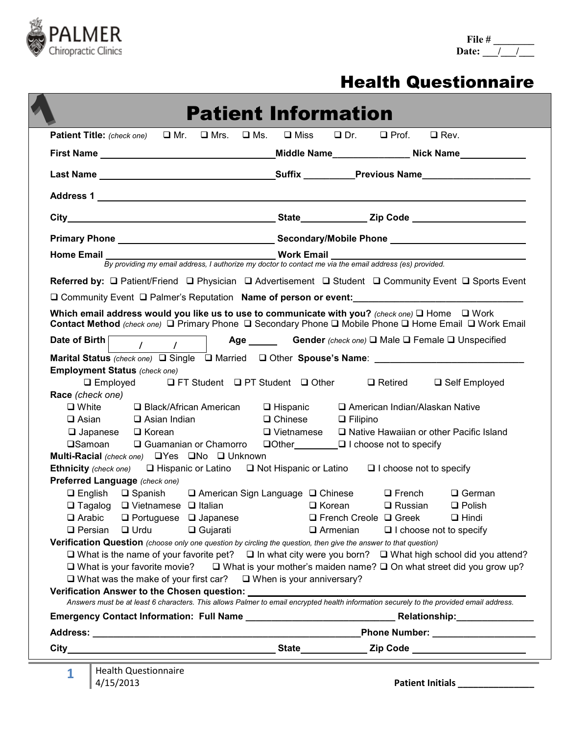PALMER Chiropractic Clinics

File # ________
Date: ___/___/___

# Health Questionnaire

## 1 Patient Information

**Patient Title:** *(check one)* ❑ Mr. ❑ Mrs. ❑ Ms. ❑ Miss ❑ Dr. ❑ Prof. ❑ Rev.

**First Name** ________________________________ **Middle Name** ______________ **Nick Name** ____________

**Last Name** ________________________________ **Suffix** _________ **Previous Name** ____________________

**Address 1** ______________________________________________________________________

**City** ________________________________ **State** ____________ **Zip Code** ____________________

**Primary Phone** ____________________________ **Secondary/Mobile Phone** ________________________

**Home Email** ______________________________ **Work Email** ____________________________

*By providing my email address, I authorize my doctor to contact me via the email address (es) provided.*

**Referred by:** ❑ Patient/Friend ❑ Physician ❑ Advertisement ❑ Student ❑ Community Event ❑ Sports Event ❑ Community Event ❑ Palmer's Reputation **Name of person or event:** ________________________________

**Which email address would you like us to use to communicate with you?** *(check one)* ❑ Home ❑ Work

**Contact Method** *(check one)* ❑ Primary Phone ❑ Secondary Phone ❑ Mobile Phone ❑ Home Email ❑ Work Email

**Date of Birth** ___/___/___ **Age** _____ **Gender** *(check one)* ❑ Male ❑ Female ❑ Unspecified

**Marital Status** *(check one)* ❑ Single ❑ Married ❑ Other **Spouse's Name**: ____________________________

**Employment Status** *(check one)*

❑ Employed ❑ FT Student ❑ PT Student ❑ Other ❑ Retired ❑ Self Employed

**Race** *(check one)*

❑ White ❑ Black/African American ❑ Hispanic ❑ American Indian/Alaskan Native
❑ Asian ❑ Asian Indian ❑ Chinese ❑ Filipino
❑ Japanese ❑ Korean ❑ Vietnamese ❑ Native Hawaiian or other Pacific Island
❑ Samoan ❑ Guamanian or Chamorro ❑ Other________ ❑ I choose not to specify

**Multi-Racial** *(check one)* ❑ Yes ❑ No ❑ Unknown

**Ethnicity** *(check one)* ❑ Hispanic or Latino ❑ Not Hispanic or Latino ❑ I choose not to specify

**Preferred Language** *(check one)*

❑ English ❑ Spanish ❑ American Sign Language ❑ Chinese ❑ French ❑ German
❑ Tagalog ❑ Vietnamese ❑ Italian ❑ Korean ❑ Russian ❑ Polish
❑ Arabic ❑ Portuguese ❑ Japanese ❑ French Creole ❑ Greek ❑ Hindi
❑ Persian ❑ Urdu ❑ Gujarati ❑ Armenian ❑ I choose not to specify

**Verification Question** *(choose only one question by circling the question, then give the answer to that question)*

❑ What is the name of your favorite pet? ❑ In what city were you born? ❑ What high school did you attend?
❑ What is your favorite movie? ❑ What is your mother's maiden name? ❑ On what street did you grow up?
❑ What was the make of your first car? ❑ When is your anniversary?

**Verification Answer to the Chosen question:** ________________________________________

*Answers must be at least 6 characters. This allows Palmer to email encrypted health information securely to the provided email address.*

**Emergency Contact Information: Full Name** ____________________________ **Relationship:** ______________

**Address:** ______________________________________________ **Phone Number:** ____________________

**City** ________________________________ **State** ____________ **Zip Code** ____________________

Health Questionnaire
4/15/2013

**Patient Initials** _______________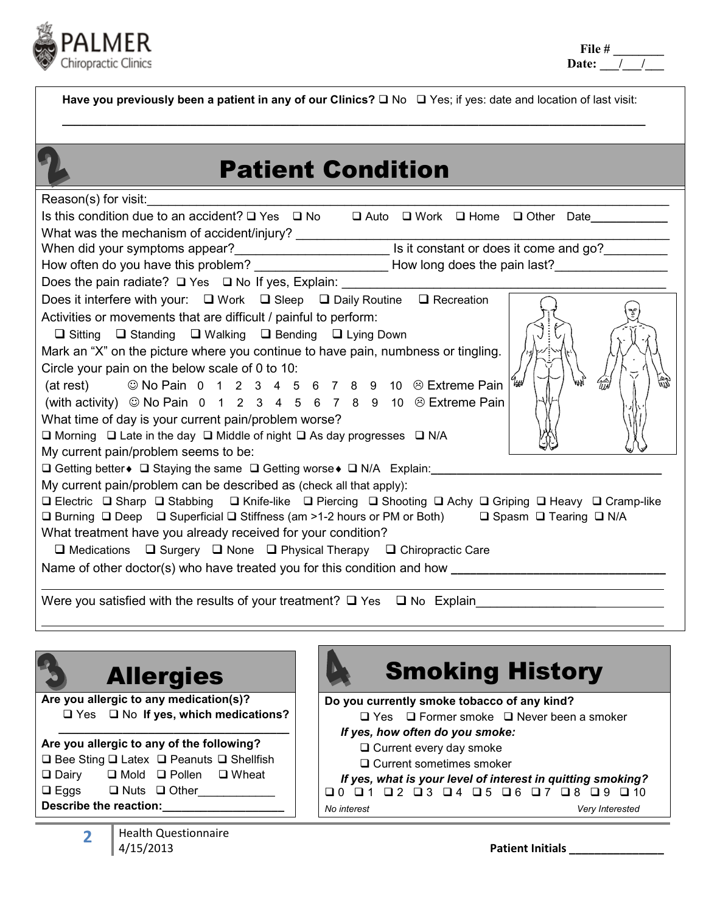PALMER Chiropractic Clinics

**File # ________**
**Date: ___/___/___**

**Have you previously been a patient in any of our Clinics?** ❑ No ❑ Yes; if yes: date and location of last visit:

______________________________________________________________________

## 2 Patient Condition

Reason(s) for visit:______________________________________________________________

Is this condition due to an accident? ❑ Yes ❑ No ❑ Auto ❑ Work ❑ Home ❑ Other Date___________

What was the mechanism of accident/injury? ______________________________________________

When did your symptoms appear?_____________________ Is it constant or does it come and go?_________

How often do you have this problem? __________________ How long does the pain last?_______________

Does the pain radiate? ❑ Yes ❑ No If yes, Explain: ____________________________________________

Does it interfere with your: ❑ Work ❑ Sleep ❑ Daily Routine ❑ Recreation

Activities or movements that are difficult / painful to perform:

❑ Sitting ❑ Standing ❑ Walking ❑ Bending ❑ Lying Down

Mark an "X" on the picture where you continue to have pain, numbness or tingling.

Circle your pain on the below scale of 0 to 10:

(at rest) ☺ No Pain 0 1 2 3 4 5 6 7 8 9 10 ☹ Extreme Pain

(with activity) ☺ No Pain 0 1 2 3 4 5 6 7 8 9 10 ☹ Extreme Pain

What time of day is your current pain/problem worse?

❑ Morning ❑ Late in the day ❑ Middle of night ❑ As day progresses ❑ N/A

My current pain/problem seems to be:

❑ Getting better♦ ❑ Staying the same ❑ Getting worse♦ ❑ N/A Explain:________________________________

My current pain/problem can be described as (check all that apply):

❑ Electric ❑ Sharp ❑ Stabbing ❑ Knife-like ❑ Piercing ❑ Shooting ❑ Achy ❑ Griping ❑ Heavy ❑ Cramp-like
❑ Burning ❑ Deep ❑ Superficial ❑ Stiffness (am >1-2 hours or PM or Both) ❑ Spasm ❑ Tearing ❑ N/A

What treatment have you already received for your condition?

❑ Medications ❑ Surgery ❑ None ❑ Physical Therapy ❑ Chiropractic Care

Name of other doctor(s) who have treated you for this condition and how ____________________________

______________________________________________________________________

Were you satisfied with the results of your treatment? ❑ Yes ❑ No Explain_________________________

______________________________________________________________________

## 3 Allergies

**Are you allergic to any medication(s)?**
❑ Yes ❑ No **If yes, which medications?**
**__________________________________**

**Are you allergic to any of the following?**

❑ Bee Sting ❑ Latex ❑ Peanuts ❑ Shellfish
❑ Dairy ❑ Mold ❑ Pollen ❑ Wheat
❑ Eggs ❑ Nuts ❑ Other____________

**Describe the reaction:__________________**

## 4 Smoking History

**Do you currently smoke tobacco of any kind?**
❑ Yes ❑ Former smoke ❑ Never been a smoker

***If yes, how often do you smoke:***
❑ Current every day smoke
❑ Current sometimes smoker

***If yes, what is your level of interest in quitting smoking?***
❑ 0 ❑ 1 ❑ 2 ❑ 3 ❑ 4 ❑ 5 ❑ 6 ❑ 7 ❑ 8 ❑ 9 ❑ 10
*No interest* *Very Interested*

Health Questionnaire
4/15/2013

**Patient Initials _______________**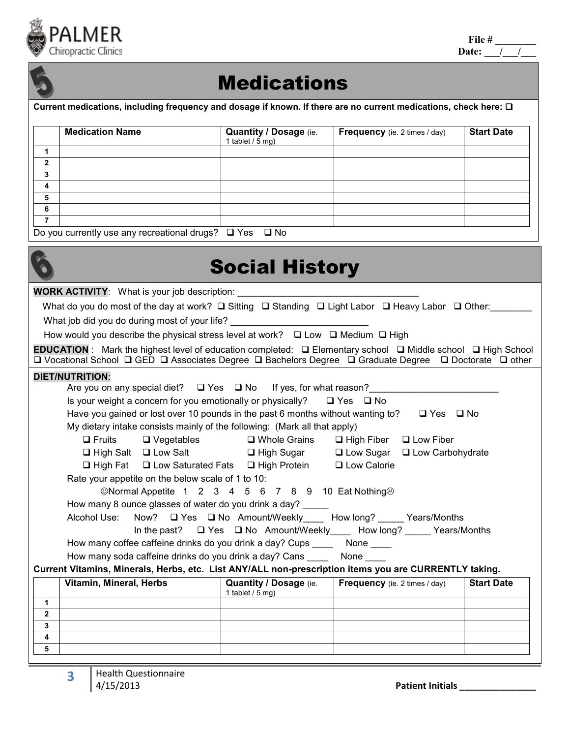PALMER Chiropractic Clinics

File # ________
Date: ___/___/___

# 5 Medications

**Current medications, including frequency and dosage if known. If there are no current medications, check here: ❑**

| | Medication Name | Quantity / Dosage (ie. 1 tablet / 5 mg) | Frequency (ie. 2 times / day) | Start Date |
|---|---|---|---|---|
| 1 | | | | |
| 2 | | | | |
| 3 | | | | |
| 4 | | | | |
| 5 | | | | |
| 6 | | | | |
| 7 | | | | |

Do you currently use any recreational drugs? ❑ Yes ❑ No

# 6 Social History

**WORK ACTIVITY**: What is your job description: ___________________________________

What do you do most of the day at work? ❑ Sitting ❑ Standing ❑ Light Labor ❑ Heavy Labor ❑ Other:________

What job did you do during most of your life? __________________________

How would you describe the physical stress level at work? ❑ Low ❑ Medium ❑ High

**EDUCATION** : Mark the highest level of education completed: ❑ Elementary school ❑ Middle school ❑ High School ❑ Vocational School ❑ GED ❑ Associates Degree ❑ Bachelors Degree ❑ Graduate Degree ❑ Doctorate ❑ other

**DIET/NUTRITION**:

Are you on any special diet? ❑ Yes ❑ No If yes, for what reason?_________________________

Is your weight a concern for you emotionally or physically? ❑ Yes ❑ No

Have you gained or lost over 10 pounds in the past 6 months without wanting to? ❑ Yes ❑ No

My dietary intake consists mainly of the following: (Mark all that apply)

❑ Fruits ❑ Vegetables ❑ Whole Grains ❑ High Fiber ❑ Low Fiber
❑ High Salt ❑ Low Salt ❑ High Sugar ❑ Low Sugar ❑ Low Carbohydrate
❑ High Fat ❑ Low Saturated Fats ❑ High Protein ❑ Low Calorie

Rate your appetite on the below scale of 1 to 10:

☺Normal Appetite 1 2 3 4 5 6 7 8 9 10 Eat Nothing☹

How many 8 ounce glasses of water do you drink a day? _____

Alcohol Use: Now? ❑ Yes ❑ No Amount/Weekly____ How long? _____ Years/Months
In the past? ❑ Yes ❑ No Amount/Weekly____ How long? _____ Years/Months

How many coffee caffeine drinks do you drink a day? Cups ____ None ____

How many soda caffeine drinks do you drink a day? Cans ____ None ____

**Current Vitamins, Minerals, Herbs, etc. List ANY/ALL non-prescription items you are CURRENTLY taking.**

| | Vitamin, Mineral, Herbs | Quantity / Dosage (ie. 1 tablet / 5 mg) | Frequency (ie. 2 times / day) | Start Date |
|---|---|---|---|---|
| 1 | | | | |
| 2 | | | | |
| 3 | | | | |
| 4 | | | | |
| 5 | | | | |

Health Questionnaire
4/15/2013

**Patient Initials ________________**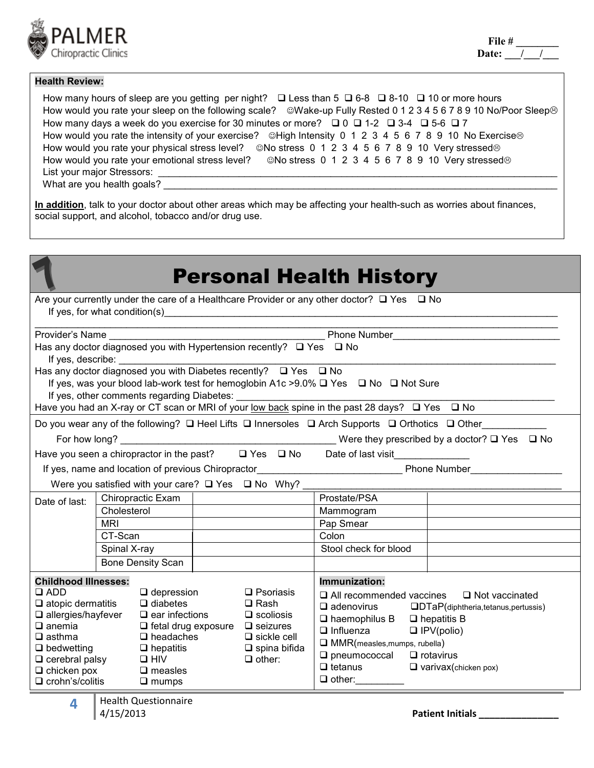**PALMER** Chiropractic Clinics

**File #** ________
**Date:** ___/___/___

**Health Review:**

How many hours of sleep are you getting per night? ❑ Less than 5 ❑ 6-8 ❑ 8-10 ❑ 10 or more hours

How would you rate your sleep on the following scale? ☺Wake-up Fully Rested 0 1 2 3 4 5 6 7 8 9 10 No/Poor Sleep☹

How many days a week do you exercise for 30 minutes or more? ❑ 0 ❑ 1-2 ❑ 3-4 ❑ 5-6 ❑ 7

How would you rate the intensity of your exercise? ☺High Intensity 0 1 2 3 4 5 6 7 8 9 10 No Exercise☹

How would you rate your physical stress level? ☺No stress 0 1 2 3 4 5 6 7 8 9 10 Very stressed☹

How would you rate your emotional stress level? ☺No stress 0 1 2 3 4 5 6 7 8 9 10 Very stressed☹

List your major Stressors: ______________________________________________________________

What are you health goals? ______________________________________________________________

**In addition**, talk to your doctor about other areas which may be affecting your health-such as worries about finances, social support, and alcohol, tobacco and/or drug use.

# Personal Health History

Are your currently under the care of a Healthcare Provider or any other doctor? ❑ Yes ❑ No

If yes, for what condition(s)______________________________________________________________

______________________________________________________________

Provider's Name ________________________________ Phone Number________________________

Has any doctor diagnosed you with Hypertension recently? ❑ Yes ❑ No

If yes, describe: ______________________________________________________________

Has any doctor diagnosed you with Diabetes recently? ❑ Yes ❑ No

If yes, was your blood lab-work test for hemoglobin A1c >9.0% ❑ Yes ❑ No ❑ Not Sure

If yes, other comments regarding Diabetes: ______________________________________________

Have you had an X-ray or CT scan or MRI of your low back spine in the past 28 days? ❑ Yes ❑ No

Do you wear any of the following? ❑ Heel Lifts ❑ Innersoles ❑ Arch Supports ❑ Orthotics ❑ Other___________

For how long? ________________________________ Were they prescribed by a doctor? ❑ Yes ❑ No

Have you seen a chiropractor in the past? ❑ Yes ❑ No Date of last visit_____________

If yes, name and location of previous Chiropractor________________________ Phone Number_______________

Were you satisfied with your care? ❑ Yes ❑ No Why? ________________________________________

| Date of last: | | | | |
|---|---|---|---|---|
| | Chiropractic Exam | | Prostate/PSA | |
| | Cholesterol | | Mammogram | |
| | MRI | | Pap Smear | |
| | CT-Scan | | Colon | |
| | Spinal X-ray | | Stool check for blood | |
| | Bone Density Scan | | | |

**Childhood Illnesses:**

❑ ADD
❑ atopic dermatitis
❑ allergies/hayfever
❑ anemia
❑ asthma
❑ bedwetting
❑ cerebral palsy
❑ chicken pox
❑ crohn's/colitis
❑ depression
❑ diabetes
❑ ear infections
❑ fetal drug exposure
❑ headaches
❑ hepatitis
❑ HIV
❑ measles
❑ mumps
❑ Psoriasis
❑ Rash
❑ scoliosis
❑ seizures
❑ sickle cell
❑ spina bifida
❑ other:

**Immunization:**

❑ All recommended vaccines ❑ Not vaccinated
❑ adenovirus ❑ DTaP(diphtheria,tetanus,pertussis)
❑ haemophilus B ❑ hepatitis B
❑ Influenza ❑ IPV(polio)
❑ MMR(measles,mumps, rubella)
❑ pneumococcal ❑ rotavirus
❑ tetanus ❑ varivax(chicken pox)
❑ other:_________

Health Questionnaire
4/15/2013

**Patient Initials** _______________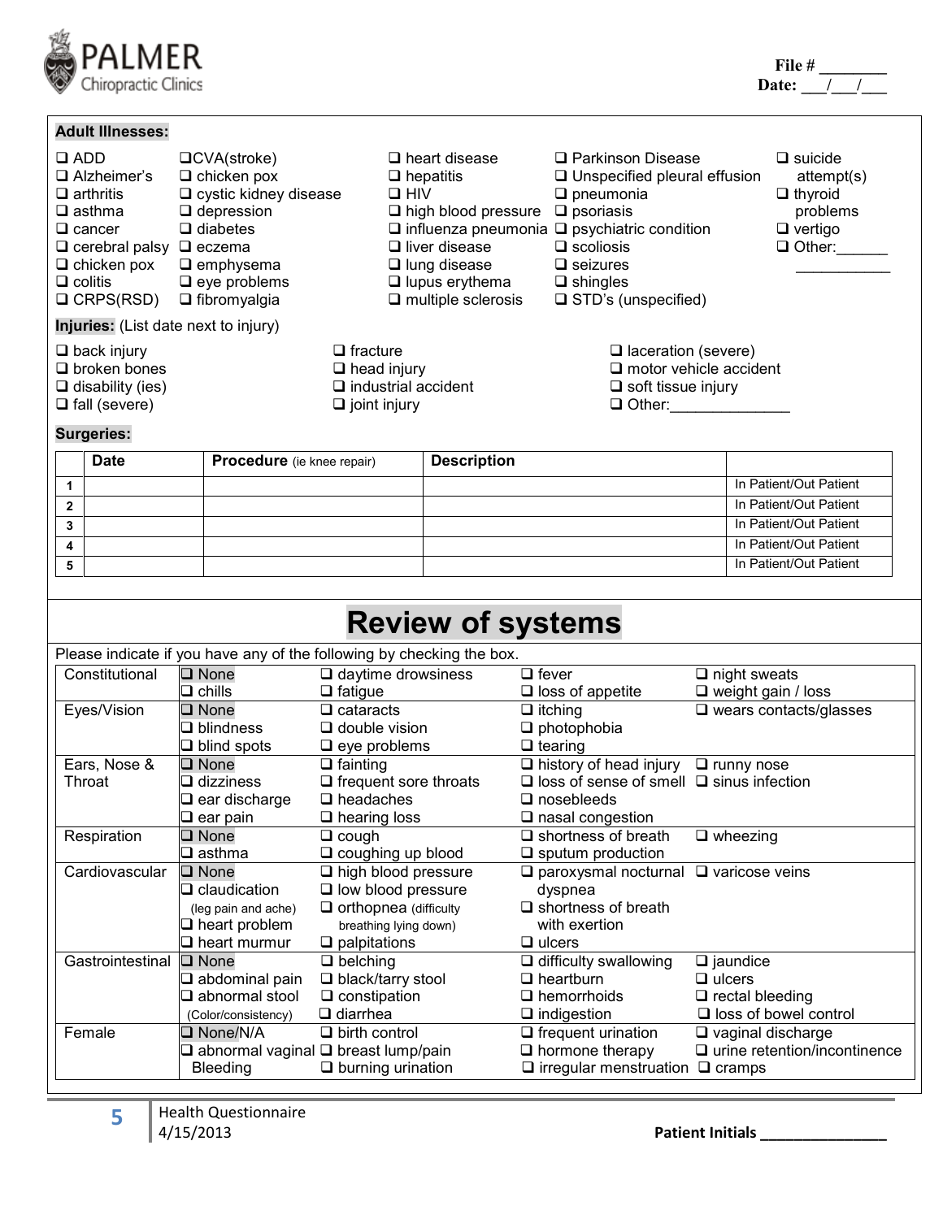PALMER Chiropractic Clinics

File # ________
Date: ___/___/___

**Adult Illnesses:**

- ❑ ADD
- ❑ Alzheimer's
- ❑ arthritis
- ❑ asthma
- ❑ cancer
- ❑ cerebral palsy
- ❑ chicken pox
- ❑ colitis
- ❑ CRPS(RSD)
- ❑ CVA(stroke)
- ❑ chicken pox
- ❑ cystic kidney disease
- ❑ depression
- ❑ diabetes
- ❑ eczema
- ❑ emphysema
- ❑ eye problems
- ❑ fibromyalgia
- ❑ heart disease
- ❑ hepatitis
- ❑ HIV
- ❑ high blood pressure
- ❑ influenza pneumonia
- ❑ liver disease
- ❑ lung disease
- ❑ lupus erythema
- ❑ multiple sclerosis
- ❑ Parkinson Disease
- ❑ Unspecified pleural effusion
- ❑ pneumonia
- ❑ psoriasis
- ❑ psychiatric condition
- ❑ scoliosis
- ❑ seizures
- ❑ shingles
- ❑ STD's (unspecified)
- ❑ suicide attempt(s)
- ❑ thyroid problems
- ❑ vertigo
- ❑ Other:________________

**Injuries:** (List date next to injury)

- ❑ back injury
- ❑ broken bones
- ❑ disability (ies)
- ❑ fall (severe)
- ❑ fracture
- ❑ head injury
- ❑ industrial accident
- ❑ joint injury
- ❑ laceration (severe)
- ❑ motor vehicle accident
- ❑ soft tissue injury
- ❑ Other:______________

**Surgeries:**

| | Date | Procedure (ie knee repair) | Description | |
|---|---|---|---|---|
| 1 | | | | In Patient/Out Patient |
| 2 | | | | In Patient/Out Patient |
| 3 | | | | In Patient/Out Patient |
| 4 | | | | In Patient/Out Patient |
| 5 | | | | In Patient/Out Patient |

# Review of systems

Please indicate if you have any of the following by checking the box.

| | | | | |
|---|---|---|---|---|
| Constitutional | ❑ None<br>❑ chills | ❑ daytime drowsiness<br>❑ fatigue | ❑ fever<br>❑ loss of appetite | ❑ night sweats<br>❑ weight gain / loss |
| Eyes/Vision | ❑ None<br>❑ blindness<br>❑ blind spots | ❑ cataracts<br>❑ double vision<br>❑ eye problems | ❑ itching<br>❑ photophobia<br>❑ tearing | ❑ wears contacts/glasses |
| Ears, Nose & Throat | ❑ None<br>❑ dizziness<br>❑ ear discharge<br>❑ ear pain | ❑ fainting<br>❑ frequent sore throats<br>❑ headaches<br>❑ hearing loss | ❑ history of head injury<br>❑ loss of sense of smell<br>❑ nosebleeds<br>❑ nasal congestion | ❑ runny nose<br>❑ sinus infection |
| Respiration | ❑ None<br>❑ asthma | ❑ cough<br>❑ coughing up blood | ❑ shortness of breath<br>❑ sputum production | ❑ wheezing |
| Cardiovascular | ❑ None<br>❑ claudication (leg pain and ache)<br>❑ heart problem<br>❑ heart murmur | ❑ high blood pressure<br>❑ low blood pressure<br>❑ orthopnea (difficulty breathing lying down)<br>❑ palpitations | ❑ paroxysmal nocturnal dyspnea<br>❑ shortness of breath with exertion<br>❑ ulcers | ❑ varicose veins |
| Gastrointestinal | ❑ None<br>❑ abdominal pain<br>❑ abnormal stool (Color/consistency) | ❑ belching<br>❑ black/tarry stool<br>❑ constipation<br>❑ diarrhea | ❑ difficulty swallowing<br>❑ heartburn<br>❑ hemorrhoids<br>❑ indigestion | ❑ jaundice<br>❑ ulcers<br>❑ rectal bleeding<br>❑ loss of bowel control |
| Female | ❑ None/N/A<br>❑ abnormal vaginal Bleeding | ❑ birth control<br>❑ breast lump/pain<br>❑ burning urination | ❑ frequent urination<br>❑ hormone therapy<br>❑ irregular menstruation | ❑ vaginal discharge<br>❑ urine retention/incontinence<br>❑ cramps |

Health Questionnaire
4/15/2013

**Patient Initials ______________**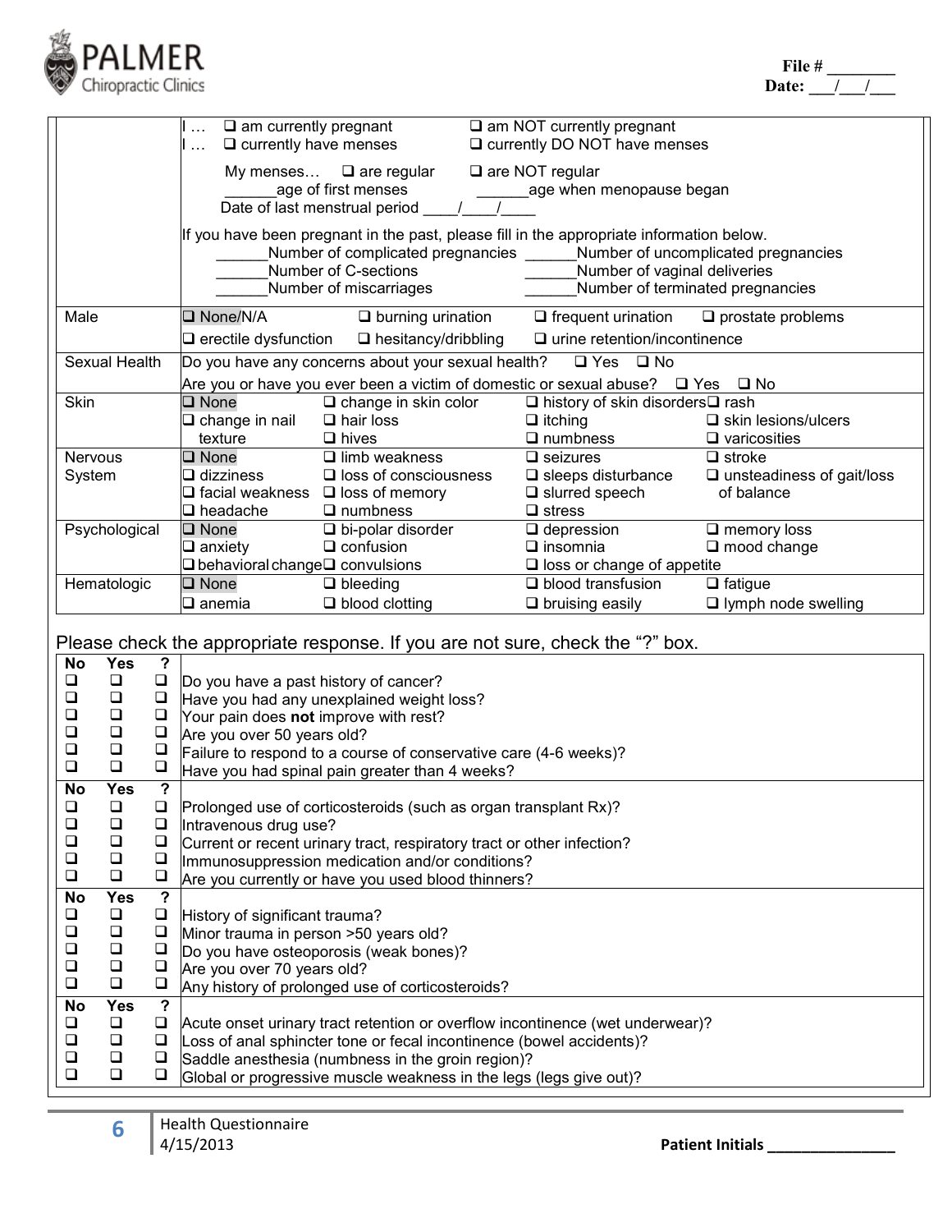File # ________
Date: ___/___/___

| | |
|---|---|
| | I … ❑ am currently pregnant ❑ am NOT currently pregnant<br>I … ❑ currently have menses ❑ currently DO NOT have menses<br><br>My menses… ❑ are regular ❑ are NOT regular<br>______age of first menses ______age when menopause began<br>Date of last menstrual period ____/____/____<br><br>If you have been pregnant in the past, please fill in the appropriate information below.<br>______Number of complicated pregnancies ______Number of uncomplicated pregnancies<br>______Number of C-sections ______Number of vaginal deliveries<br>______Number of miscarriages ______Number of terminated pregnancies |
| Male | ❑ None/N/A ❑ burning urination ❑ frequent urination ❑ prostate problems<br>❑ erectile dysfunction ❑ hesitancy/dribbling ❑ urine retention/incontinence |
| Sexual Health | Do you have any concerns about your sexual health? ❑ Yes ❑ No<br>Are you or have you ever been a victim of domestic or sexual abuse? ❑ Yes ❑ No |
| Skin | ❑ None ❑ change in skin color ❑ history of skin disorders ❑ rash<br>❑ change in nail texture ❑ hair loss ❑ itching ❑ skin lesions/ulcers<br>❑ hives ❑ numbness ❑ varicosities |
| Nervous System | ❑ None ❑ limb weakness ❑ seizures ❑ stroke<br>❑ dizziness ❑ loss of consciousness ❑ sleeps disturbance ❑ unsteadiness of gait/loss of balance<br>❑ facial weakness ❑ loss of memory ❑ slurred speech<br>❑ headache ❑ numbness ❑ stress |
| Psychological | ❑ None ❑ bi-polar disorder ❑ depression ❑ memory loss<br>❑ anxiety ❑ confusion ❑ insomnia ❑ mood change<br>❑ behavioral change ❑ convulsions ❑ loss or change of appetite |
| Hematologic | ❑ None ❑ bleeding ❑ blood transfusion ❑ fatigue<br>❑ anemia ❑ blood clotting ❑ bruising easily ❑ lymph node swelling |

Please check the appropriate response. If you are not sure, check the "?" box.

| No | Yes | ? | |
|---|---|---|---|
| ❑ | ❑ | ❑ | Do you have a past history of cancer? |
| ❑ | ❑ | ❑ | Have you had any unexplained weight loss? |
| ❑ | ❑ | ❑ | Your pain does **not** improve with rest? |
| ❑ | ❑ | ❑ | Are you over 50 years old? |
| ❑ | ❑ | ❑ | Failure to respond to a course of conservative care (4-6 weeks)? |
| ❑ | ❑ | ❑ | Have you had spinal pain greater than 4 weeks? |
| **No** | **Yes** | **?** | |
| ❑ | ❑ | ❑ | Prolonged use of corticosteroids (such as organ transplant Rx)? |
| ❑ | ❑ | ❑ | Intravenous drug use? |
| ❑ | ❑ | ❑ | Current or recent urinary tract, respiratory tract or other infection? |
| ❑ | ❑ | ❑ | Immunosuppression medication and/or conditions? |
| ❑ | ❑ | ❑ | Are you currently or have you used blood thinners? |
| **No** | **Yes** | **?** | |
| ❑ | ❑ | ❑ | History of significant trauma? |
| ❑ | ❑ | ❑ | Minor trauma in person >50 years old? |
| ❑ | ❑ | ❑ | Do you have osteoporosis (weak bones)? |
| ❑ | ❑ | ❑ | Are you over 70 years old? |
| ❑ | ❑ | ❑ | Any history of prolonged use of corticosteroids? |
| **No** | **Yes** | **?** | |
| ❑ | ❑ | ❑ | Acute onset urinary tract retention or overflow incontinence (wet underwear)? |
| ❑ | ❑ | ❑ | Loss of anal sphincter tone or fecal incontinence (bowel accidents)? |
| ❑ | ❑ | ❑ | Saddle anesthesia (numbness in the groin region)? |
| ❑ | ❑ | ❑ | Global or progressive muscle weakness in the legs (legs give out)? |

Health Questionnaire
4/15/2013

**Patient Initials ________________**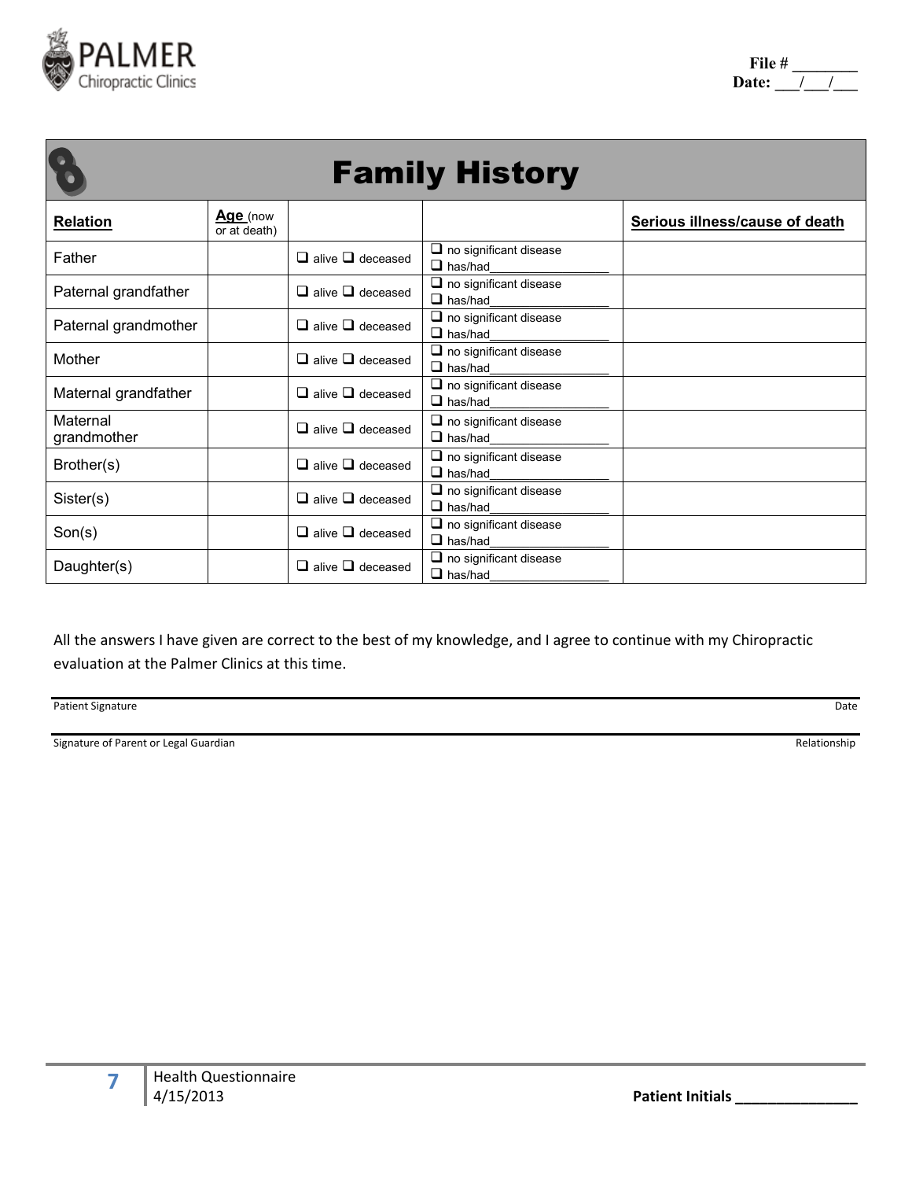PALMER Chiropractic Clinics

File # ________
Date: ___/___/___

# Family History

| Relation | Age (now or at death) | | | Serious illness/cause of death |
|---|---|---|---|---|
| Father | | ❑ alive ❑ deceased | ❑ no significant disease ❑ has/had________________ | |
| Paternal grandfather | | ❑ alive ❑ deceased | ❑ no significant disease ❑ has/had________________ | |
| Paternal grandmother | | ❑ alive ❑ deceased | ❑ no significant disease ❑ has/had________________ | |
| Mother | | ❑ alive ❑ deceased | ❑ no significant disease ❑ has/had________________ | |
| Maternal grandfather | | ❑ alive ❑ deceased | ❑ no significant disease ❑ has/had________________ | |
| Maternal grandmother | | ❑ alive ❑ deceased | ❑ no significant disease ❑ has/had________________ | |
| Brother(s) | | ❑ alive ❑ deceased | ❑ no significant disease ❑ has/had________________ | |
| Sister(s) | | ❑ alive ❑ deceased | ❑ no significant disease ❑ has/had________________ | |
| Son(s) | | ❑ alive ❑ deceased | ❑ no significant disease ❑ has/had________________ | |
| Daughter(s) | | ❑ alive ❑ deceased | ❑ no significant disease ❑ has/had________________ | |

All the answers I have given are correct to the best of my knowledge, and I agree to continue with my Chiropractic evaluation at the Palmer Clinics at this time.

_______________________________________________________________
Patient Signature                                                                                    Date

_______________________________________________________________
Signature of Parent or Legal Guardian                                                        Relationship

Health Questionnaire
4/15/2013

**Patient Initials _______________**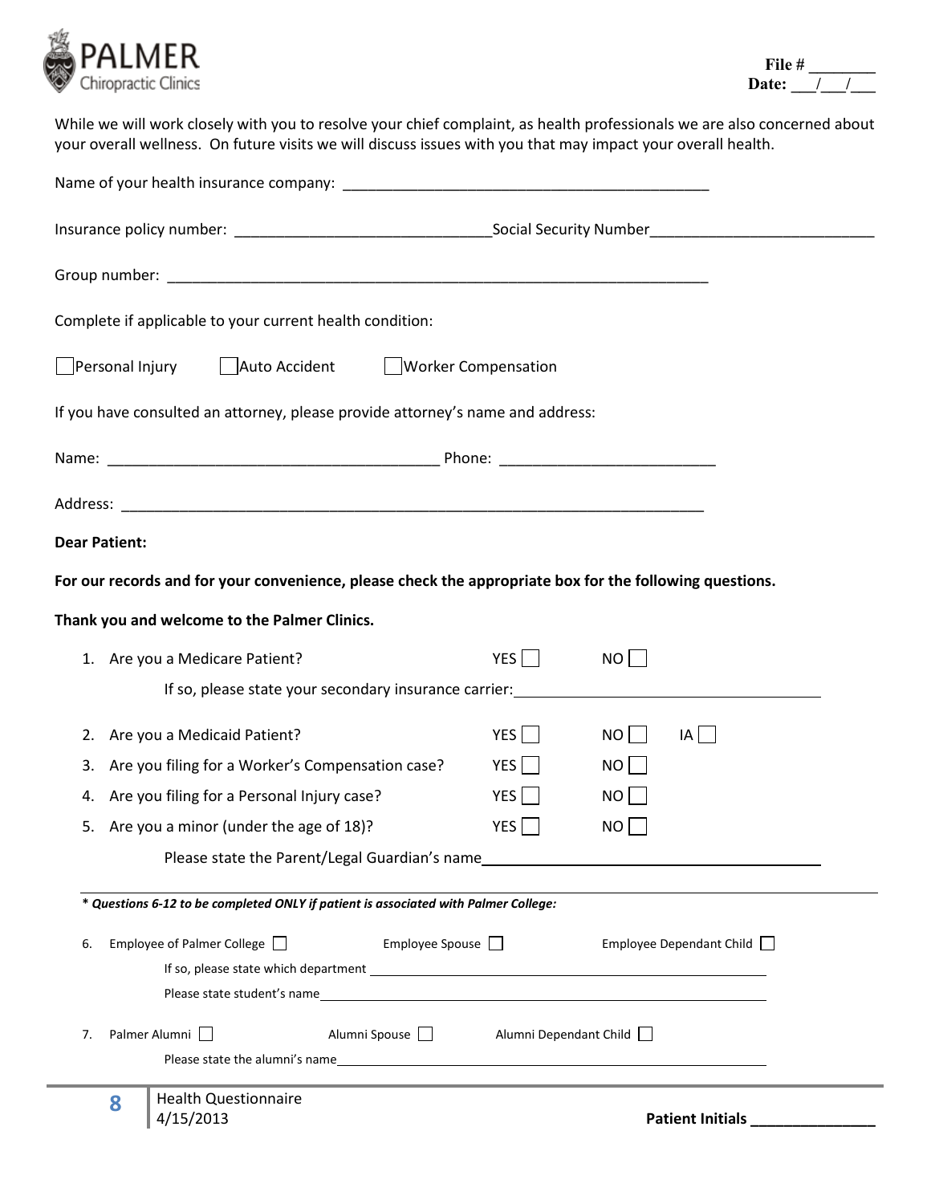PALMER Chiropractic Clinics

File # ________
Date: ___/___/___

While we will work closely with you to resolve your chief complaint, as health professionals we are also concerned about your overall wellness. On future visits we will discuss issues with you that may impact your overall health.

Name of your health insurance company: ____________________________________________

Insurance policy number: ______________________________ Social Security Number__________________________

Group number: _________________________________________________________________

Complete if applicable to your current health condition:

☐ Personal Injury ☐ Auto Accident ☐ Worker Compensation

If you have consulted an attorney, please provide attorney's name and address:

Name: _______________________________________ Phone: _________________________

Address: ______________________________________________________________________

**Dear Patient:**

**For our records and for your convenience, please check the appropriate box for the following questions.**

**Thank you and welcome to the Palmer Clinics.**

1. Are you a Medicare Patient? YES ☐ NO ☐
   If so, please state your secondary insurance carrier: ______________________________
2. Are you a Medicaid Patient? YES ☐ NO ☐ IA ☐
3. Are you filing for a Worker's Compensation case? YES ☐ NO ☐
4. Are you filing for a Personal Injury case? YES ☐ NO ☐
5. Are you a minor (under the age of 18)? YES ☐ NO ☐
   Please state the Parent/Legal Guardian's name______________________________

***\* Questions 6-12 to be completed ONLY if patient is associated with Palmer College:***

6. Employee of Palmer College ☐ Employee Spouse ☐ Employee Dependant Child ☐
   If so, please state which department ______________________________
   Please state student's name______________________________
7. Palmer Alumni ☐ Alumni Spouse ☐ Alumni Dependant Child ☐
   Please state the alumni's name______________________________

Health Questionnaire
4/15/2013

**Patient Initials** ______________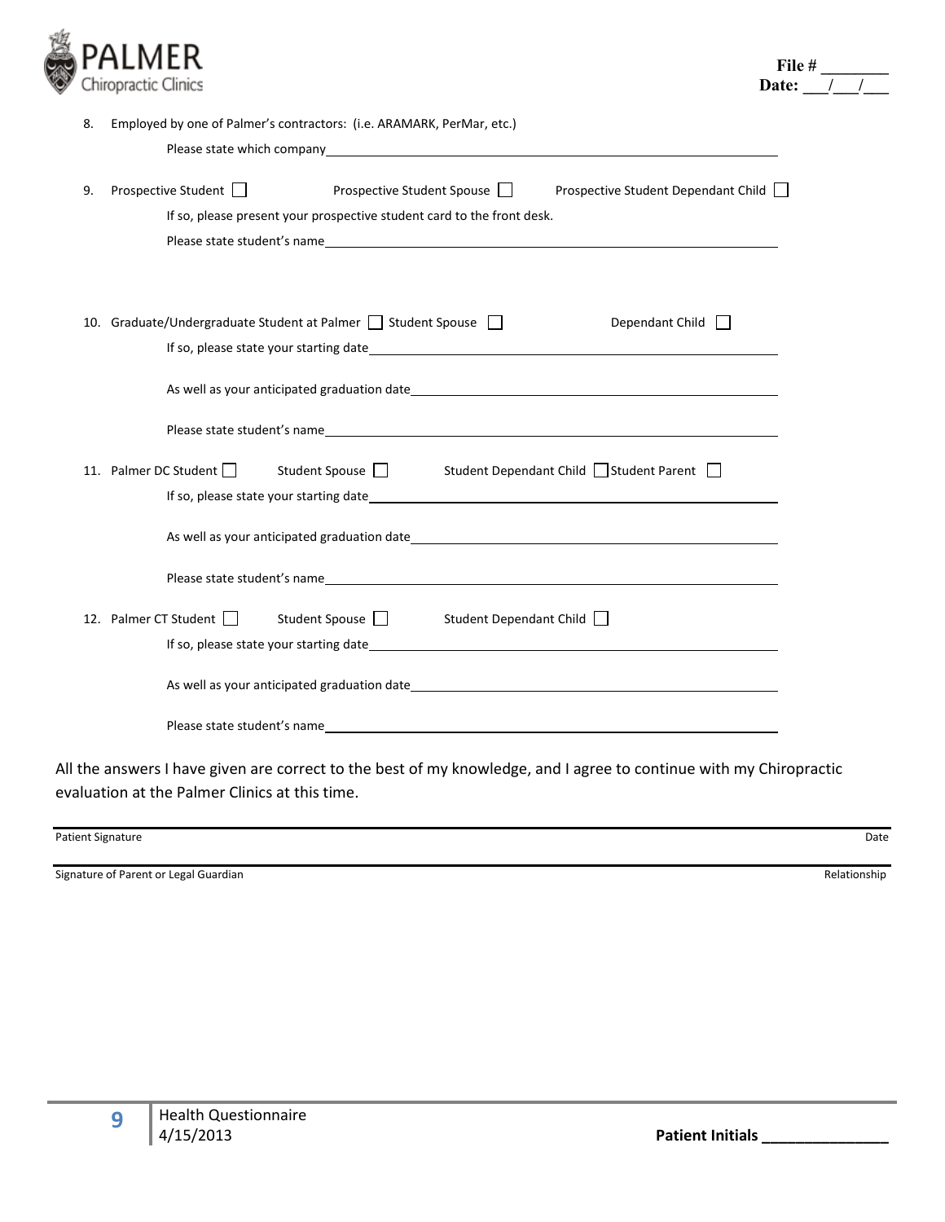File # ________
Date: ___/___/___

8. Employed by one of Palmer's contractors: (i.e. ARAMARK, PerMar, etc.)

   Please state which company ______________________________________________

9. Prospective Student ☐ Prospective Student Spouse ☐ Prospective Student Dependant Child ☐

   If so, please present your prospective student card to the front desk.

   Please state student's name ______________________________________________

10. Graduate/Undergraduate Student at Palmer ☐ Student Spouse ☐ Dependant Child ☐

    If so, please state your starting date ______________________________________________

    As well as your anticipated graduation date ______________________________________________

    Please state student's name ______________________________________________

11. Palmer DC Student ☐ Student Spouse ☐ Student Dependant Child ☐ Student Parent ☐

    If so, please state your starting date ______________________________________________

    As well as your anticipated graduation date ______________________________________________

    Please state student's name ______________________________________________

12. Palmer CT Student ☐ Student Spouse ☐ Student Dependant Child ☐

    If so, please state your starting date ______________________________________________

    As well as your anticipated graduation date ______________________________________________

    Please state student's name ______________________________________________

All the answers I have given are correct to the best of my knowledge, and I agree to continue with my Chiropractic evaluation at the Palmer Clinics at this time.

______________________________________________________________________
Patient Signature Date

______________________________________________________________________
Signature of Parent or Legal Guardian Relationship

Health Questionnaire
4/15/2013

**Patient Initials ______________**